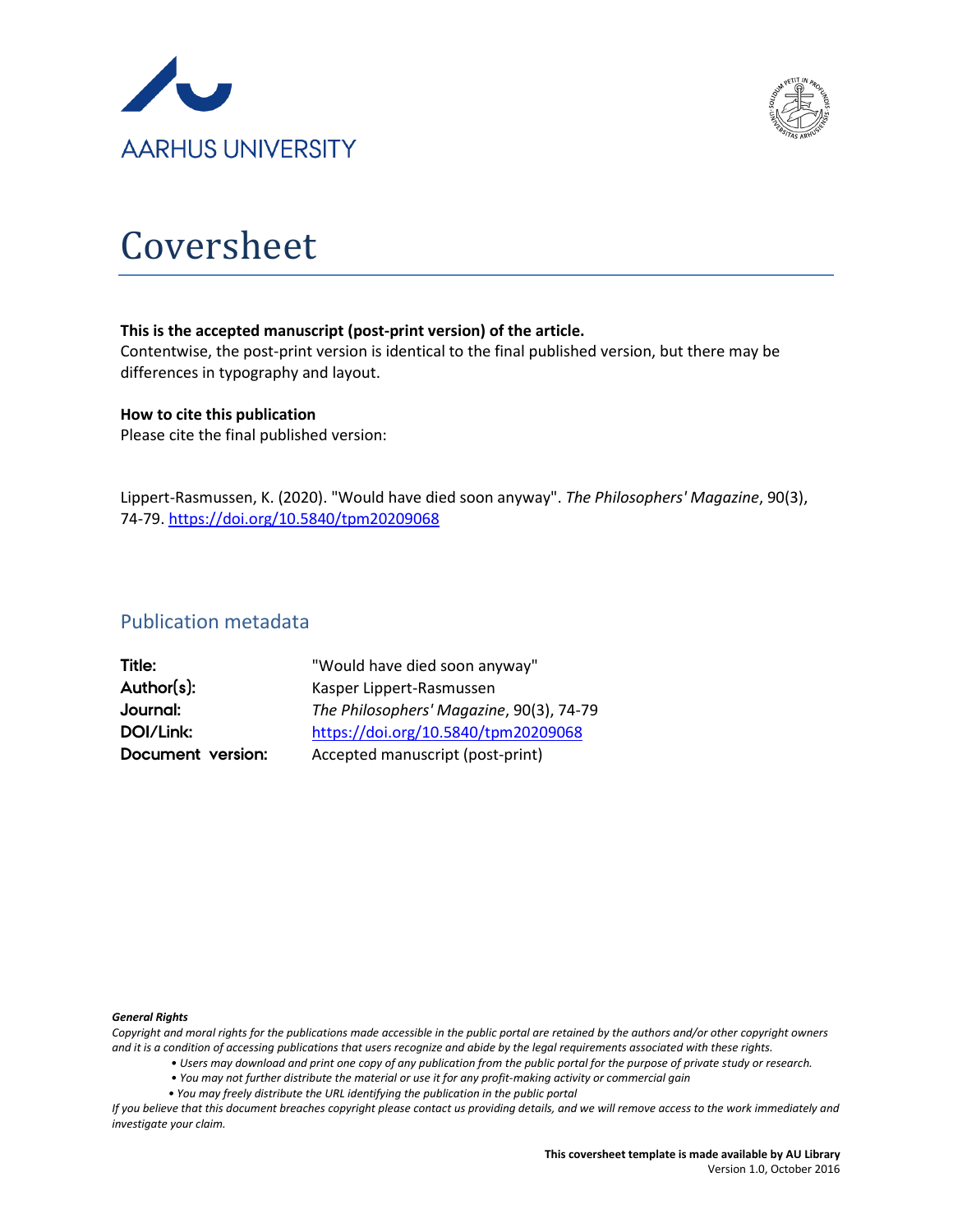AARHUS UNIVERSITY

# Coversheet

**This is the accepted manuscript (post-print version) of the article.**
Contentwise, the post-print version is identical to the final published version, but there may be differences in typography and layout.

**How to cite this publication**
Please cite the final published version:

Lippert-Rasmussen, K. (2020). "Would have died soon anyway". *The Philosophers' Magazine*, 90(3), 74-79. https://doi.org/10.5840/tpm20209068

## Publication metadata

| | |
|---|---|
| **Title:** | "Would have died soon anyway" |
| **Author(s):** | Kasper Lippert-Rasmussen |
| **Journal:** | *The Philosophers' Magazine*, 90(3), 74-79 |
| **DOI/Link:** | https://doi.org/10.5840/tpm20209068 |
| **Document version:** | Accepted manuscript (post-print) |

***General Rights***
*Copyright and moral rights for the publications made accessible in the public portal are retained by the authors and/or other copyright owners and it is a condition of accessing publications that users recognize and abide by the legal requirements associated with these rights.*

- *Users may download and print one copy of any publication from the public portal for the purpose of private study or research.*
- *You may not further distribute the material or use it for any profit-making activity or commercial gain*
- *You may freely distribute the URL identifying the publication in the public portal*

*If you believe that this document breaches copyright please contact us providing details, and we will remove access to the work immediately and investigate your claim.*

**This coversheet template is made available by AU Library**
Version 1.0, October 2016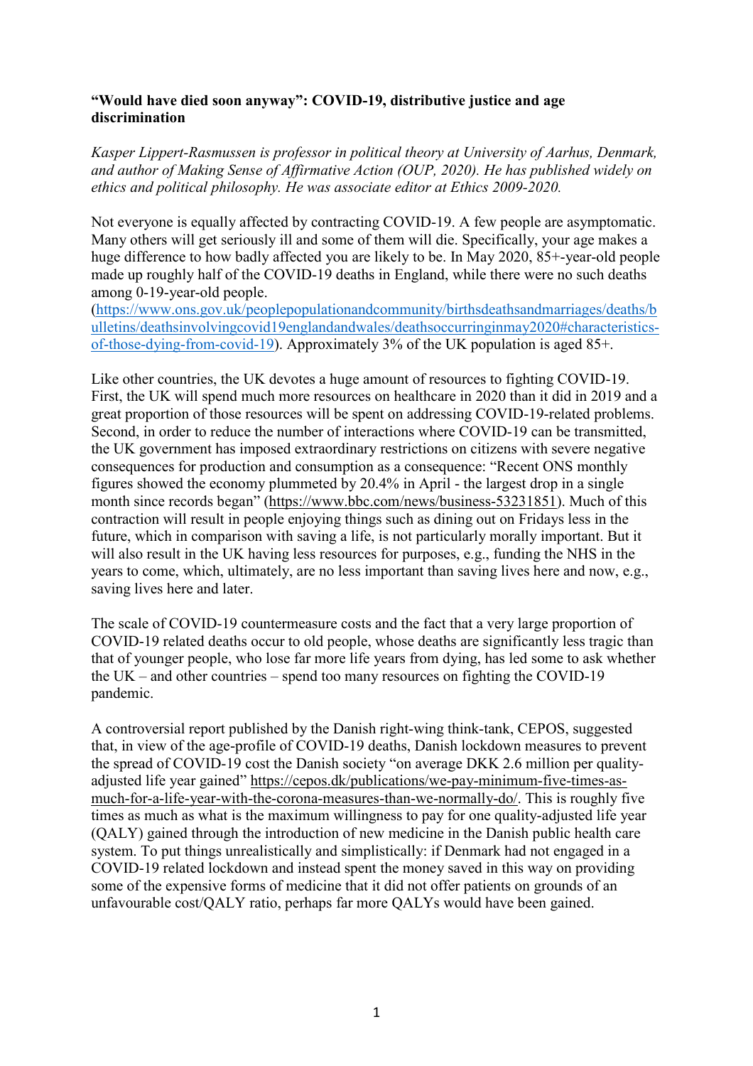**"Would have died soon anyway": COVID-19, distributive justice and age discrimination**

*Kasper Lippert-Rasmussen is professor in political theory at University of Aarhus, Denmark, and author of Making Sense of Affirmative Action (OUP, 2020). He has published widely on ethics and political philosophy. He was associate editor at Ethics 2009-2020.*

Not everyone is equally affected by contracting COVID-19. A few people are asymptomatic. Many others will get seriously ill and some of them will die. Specifically, your age makes a huge difference to how badly affected you are likely to be. In May 2020, 85+-year-old people made up roughly half of the COVID-19 deaths in England, while there were no such deaths among 0-19-year-old people. (https://www.ons.gov.uk/peoplepopulationandcommunity/birthsdeathsandmarriages/deaths/bulletins/deathsinvolvingcovid19englandandwales/deathsoccurringinmay2020#characteristics-of-those-dying-from-covid-19). Approximately 3% of the UK population is aged 85+.

Like other countries, the UK devotes a huge amount of resources to fighting COVID-19. First, the UK will spend much more resources on healthcare in 2020 than it did in 2019 and a great proportion of those resources will be spent on addressing COVID-19-related problems. Second, in order to reduce the number of interactions where COVID-19 can be transmitted, the UK government has imposed extraordinary restrictions on citizens with severe negative consequences for production and consumption as a consequence: "Recent ONS monthly figures showed the economy plummeted by 20.4% in April - the largest drop in a single month since records began" (https://www.bbc.com/news/business-53231851). Much of this contraction will result in people enjoying things such as dining out on Fridays less in the future, which in comparison with saving a life, is not particularly morally important. But it will also result in the UK having less resources for purposes, e.g., funding the NHS in the years to come, which, ultimately, are no less important than saving lives here and now, e.g., saving lives here and later.

The scale of COVID-19 countermeasure costs and the fact that a very large proportion of COVID-19 related deaths occur to old people, whose deaths are significantly less tragic than that of younger people, who lose far more life years from dying, has led some to ask whether the UK – and other countries – spend too many resources on fighting the COVID-19 pandemic.

A controversial report published by the Danish right-wing think-tank, CEPOS, suggested that, in view of the age-profile of COVID-19 deaths, Danish lockdown measures to prevent the spread of COVID-19 cost the Danish society "on average DKK 2.6 million per quality-adjusted life year gained" https://cepos.dk/publications/we-pay-minimum-five-times-as-much-for-a-life-year-with-the-corona-measures-than-we-normally-do/. This is roughly five times as much as what is the maximum willingness to pay for one quality-adjusted life year (QALY) gained through the introduction of new medicine in the Danish public health care system. To put things unrealistically and simplistically: if Denmark had not engaged in a COVID-19 related lockdown and instead spent the money saved in this way on providing some of the expensive forms of medicine that it did not offer patients on grounds of an unfavourable cost/QALY ratio, perhaps far more QALYs would have been gained.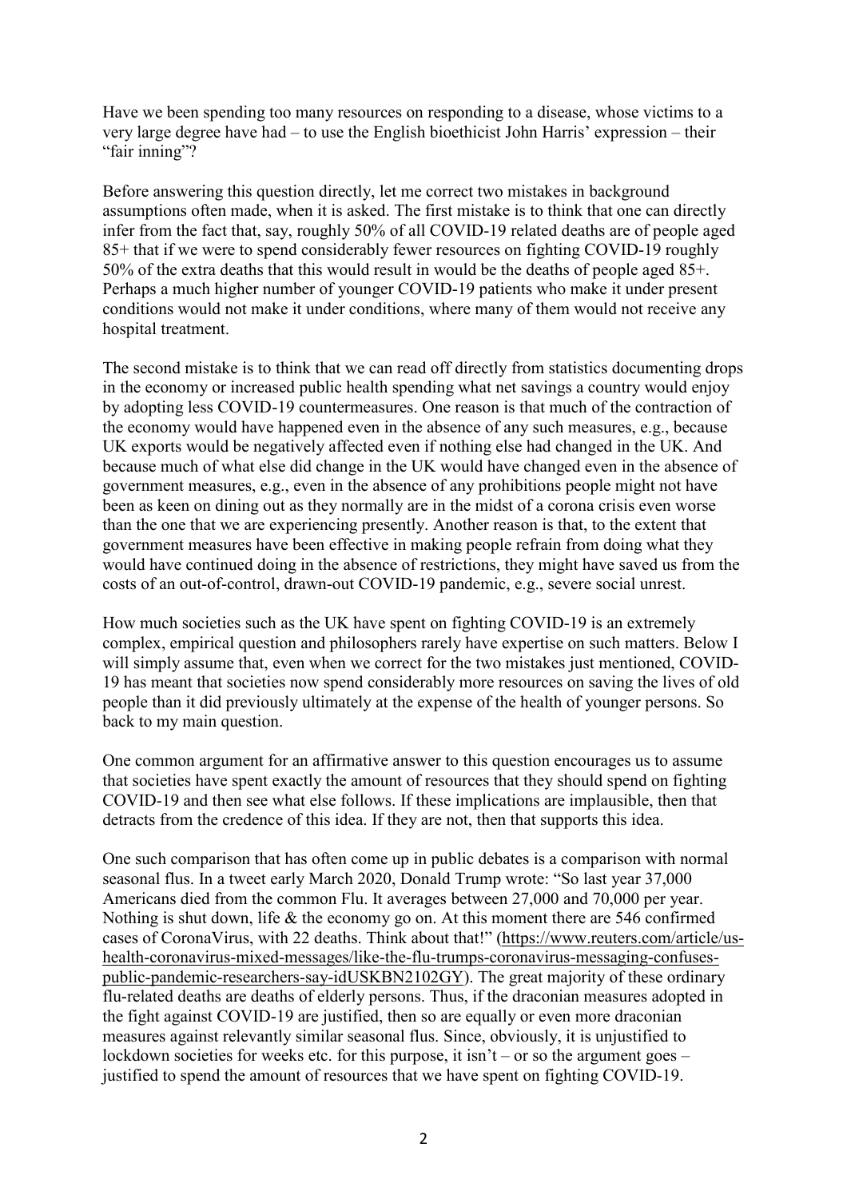Have we been spending too many resources on responding to a disease, whose victims to a very large degree have had – to use the English bioethicist John Harris' expression – their "fair inning"?

Before answering this question directly, let me correct two mistakes in background assumptions often made, when it is asked. The first mistake is to think that one can directly infer from the fact that, say, roughly 50% of all COVID-19 related deaths are of people aged 85+ that if we were to spend considerably fewer resources on fighting COVID-19 roughly 50% of the extra deaths that this would result in would be the deaths of people aged 85+. Perhaps a much higher number of younger COVID-19 patients who make it under present conditions would not make it under conditions, where many of them would not receive any hospital treatment.

The second mistake is to think that we can read off directly from statistics documenting drops in the economy or increased public health spending what net savings a country would enjoy by adopting less COVID-19 countermeasures. One reason is that much of the contraction of the economy would have happened even in the absence of any such measures, e.g., because UK exports would be negatively affected even if nothing else had changed in the UK. And because much of what else did change in the UK would have changed even in the absence of government measures, e.g., even in the absence of any prohibitions people might not have been as keen on dining out as they normally are in the midst of a corona crisis even worse than the one that we are experiencing presently. Another reason is that, to the extent that government measures have been effective in making people refrain from doing what they would have continued doing in the absence of restrictions, they might have saved us from the costs of an out-of-control, drawn-out COVID-19 pandemic, e.g., severe social unrest.

How much societies such as the UK have spent on fighting COVID-19 is an extremely complex, empirical question and philosophers rarely have expertise on such matters. Below I will simply assume that, even when we correct for the two mistakes just mentioned, COVID-19 has meant that societies now spend considerably more resources on saving the lives of old people than it did previously ultimately at the expense of the health of younger persons. So back to my main question.

One common argument for an affirmative answer to this question encourages us to assume that societies have spent exactly the amount of resources that they should spend on fighting COVID-19 and then see what else follows. If these implications are implausible, then that detracts from the credence of this idea. If they are not, then that supports this idea.

One such comparison that has often come up in public debates is a comparison with normal seasonal flus. In a tweet early March 2020, Donald Trump wrote: "So last year 37,000 Americans died from the common Flu. It averages between 27,000 and 70,000 per year. Nothing is shut down, life & the economy go on. At this moment there are 546 confirmed cases of CoronaVirus, with 22 deaths. Think about that!" (https://www.reuters.com/article/us-health-coronavirus-mixed-messages/like-the-flu-trumps-coronavirus-messaging-confuses-public-pandemic-researchers-say-idUSKBN2102GY). The great majority of these ordinary flu-related deaths are deaths of elderly persons. Thus, if the draconian measures adopted in the fight against COVID-19 are justified, then so are equally or even more draconian measures against relevantly similar seasonal flus. Since, obviously, it is unjustified to lockdown societies for weeks etc. for this purpose, it isn't – or so the argument goes – justified to spend the amount of resources that we have spent on fighting COVID-19.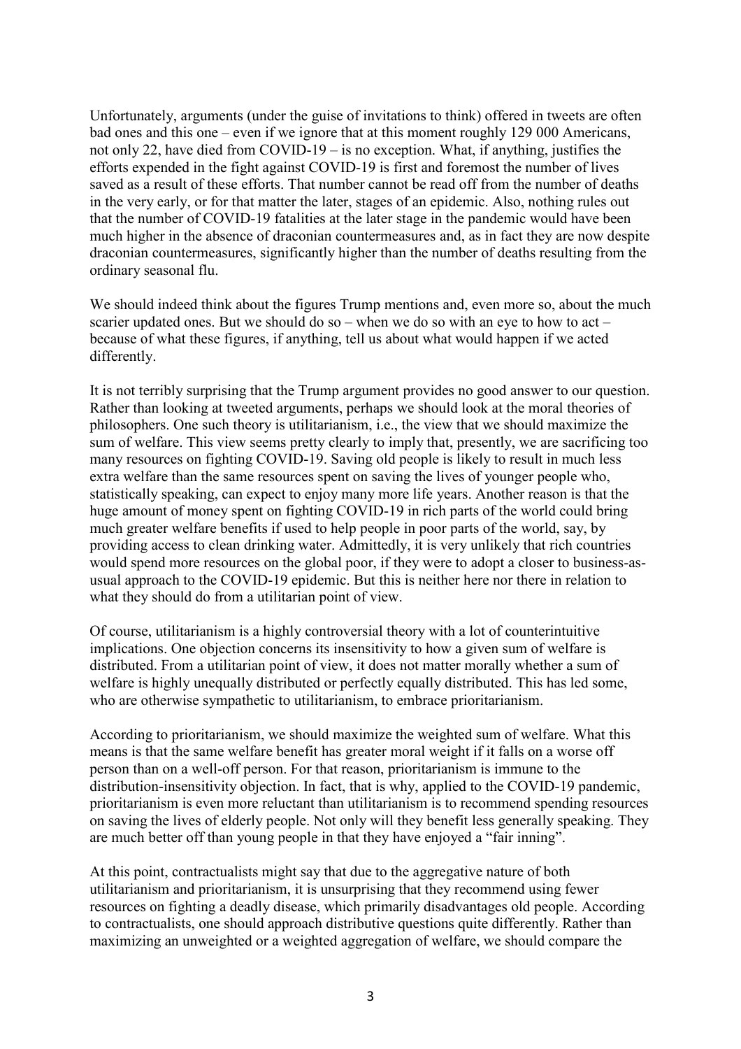Unfortunately, arguments (under the guise of invitations to think) offered in tweets are often bad ones and this one – even if we ignore that at this moment roughly 129 000 Americans, not only 22, have died from COVID-19 – is no exception. What, if anything, justifies the efforts expended in the fight against COVID-19 is first and foremost the number of lives saved as a result of these efforts. That number cannot be read off from the number of deaths in the very early, or for that matter the later, stages of an epidemic. Also, nothing rules out that the number of COVID-19 fatalities at the later stage in the pandemic would have been much higher in the absence of draconian countermeasures and, as in fact they are now despite draconian countermeasures, significantly higher than the number of deaths resulting from the ordinary seasonal flu.

We should indeed think about the figures Trump mentions and, even more so, about the much scarier updated ones. But we should do so – when we do so with an eye to how to act – because of what these figures, if anything, tell us about what would happen if we acted differently.

It is not terribly surprising that the Trump argument provides no good answer to our question. Rather than looking at tweeted arguments, perhaps we should look at the moral theories of philosophers. One such theory is utilitarianism, i.e., the view that we should maximize the sum of welfare. This view seems pretty clearly to imply that, presently, we are sacrificing too many resources on fighting COVID-19. Saving old people is likely to result in much less extra welfare than the same resources spent on saving the lives of younger people who, statistically speaking, can expect to enjoy many more life years. Another reason is that the huge amount of money spent on fighting COVID-19 in rich parts of the world could bring much greater welfare benefits if used to help people in poor parts of the world, say, by providing access to clean drinking water. Admittedly, it is very unlikely that rich countries would spend more resources on the global poor, if they were to adopt a closer to business-as-usual approach to the COVID-19 epidemic. But this is neither here nor there in relation to what they should do from a utilitarian point of view.

Of course, utilitarianism is a highly controversial theory with a lot of counterintuitive implications. One objection concerns its insensitivity to how a given sum of welfare is distributed. From a utilitarian point of view, it does not matter morally whether a sum of welfare is highly unequally distributed or perfectly equally distributed. This has led some, who are otherwise sympathetic to utilitarianism, to embrace prioritarianism.

According to prioritarianism, we should maximize the weighted sum of welfare. What this means is that the same welfare benefit has greater moral weight if it falls on a worse off person than on a well-off person. For that reason, prioritarianism is immune to the distribution-insensitivity objection. In fact, that is why, applied to the COVID-19 pandemic, prioritarianism is even more reluctant than utilitarianism is to recommend spending resources on saving the lives of elderly people. Not only will they benefit less generally speaking. They are much better off than young people in that they have enjoyed a "fair inning".

At this point, contractualists might say that due to the aggregative nature of both utilitarianism and prioritarianism, it is unsurprising that they recommend using fewer resources on fighting a deadly disease, which primarily disadvantages old people. According to contractualists, one should approach distributive questions quite differently. Rather than maximizing an unweighted or a weighted aggregation of welfare, we should compare the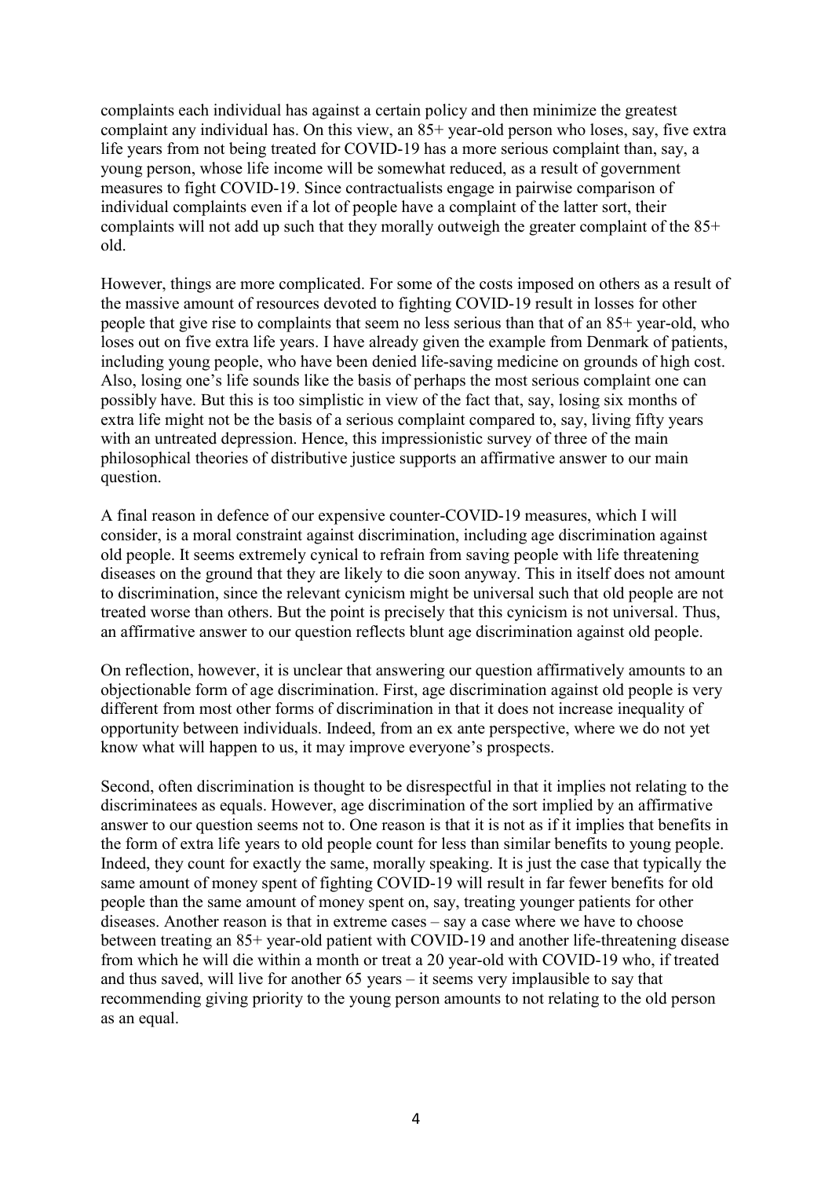complaints each individual has against a certain policy and then minimize the greatest complaint any individual has. On this view, an 85+ year-old person who loses, say, five extra life years from not being treated for COVID-19 has a more serious complaint than, say, a young person, whose life income will be somewhat reduced, as a result of government measures to fight COVID-19. Since contractualists engage in pairwise comparison of individual complaints even if a lot of people have a complaint of the latter sort, their complaints will not add up such that they morally outweigh the greater complaint of the 85+ old.

However, things are more complicated. For some of the costs imposed on others as a result of the massive amount of resources devoted to fighting COVID-19 result in losses for other people that give rise to complaints that seem no less serious than that of an 85+ year-old, who loses out on five extra life years. I have already given the example from Denmark of patients, including young people, who have been denied life-saving medicine on grounds of high cost. Also, losing one's life sounds like the basis of perhaps the most serious complaint one can possibly have. But this is too simplistic in view of the fact that, say, losing six months of extra life might not be the basis of a serious complaint compared to, say, living fifty years with an untreated depression. Hence, this impressionistic survey of three of the main philosophical theories of distributive justice supports an affirmative answer to our main question.

A final reason in defence of our expensive counter-COVID-19 measures, which I will consider, is a moral constraint against discrimination, including age discrimination against old people. It seems extremely cynical to refrain from saving people with life threatening diseases on the ground that they are likely to die soon anyway. This in itself does not amount to discrimination, since the relevant cynicism might be universal such that old people are not treated worse than others. But the point is precisely that this cynicism is not universal. Thus, an affirmative answer to our question reflects blunt age discrimination against old people.

On reflection, however, it is unclear that answering our question affirmatively amounts to an objectionable form of age discrimination. First, age discrimination against old people is very different from most other forms of discrimination in that it does not increase inequality of opportunity between individuals. Indeed, from an ex ante perspective, where we do not yet know what will happen to us, it may improve everyone's prospects.

Second, often discrimination is thought to be disrespectful in that it implies not relating to the discriminatees as equals. However, age discrimination of the sort implied by an affirmative answer to our question seems not to. One reason is that it is not as if it implies that benefits in the form of extra life years to old people count for less than similar benefits to young people. Indeed, they count for exactly the same, morally speaking. It is just the case that typically the same amount of money spent of fighting COVID-19 will result in far fewer benefits for old people than the same amount of money spent on, say, treating younger patients for other diseases. Another reason is that in extreme cases – say a case where we have to choose between treating an 85+ year-old patient with COVID-19 and another life-threatening disease from which he will die within a month or treat a 20 year-old with COVID-19 who, if treated and thus saved, will live for another 65 years – it seems very implausible to say that recommending giving priority to the young person amounts to not relating to the old person as an equal.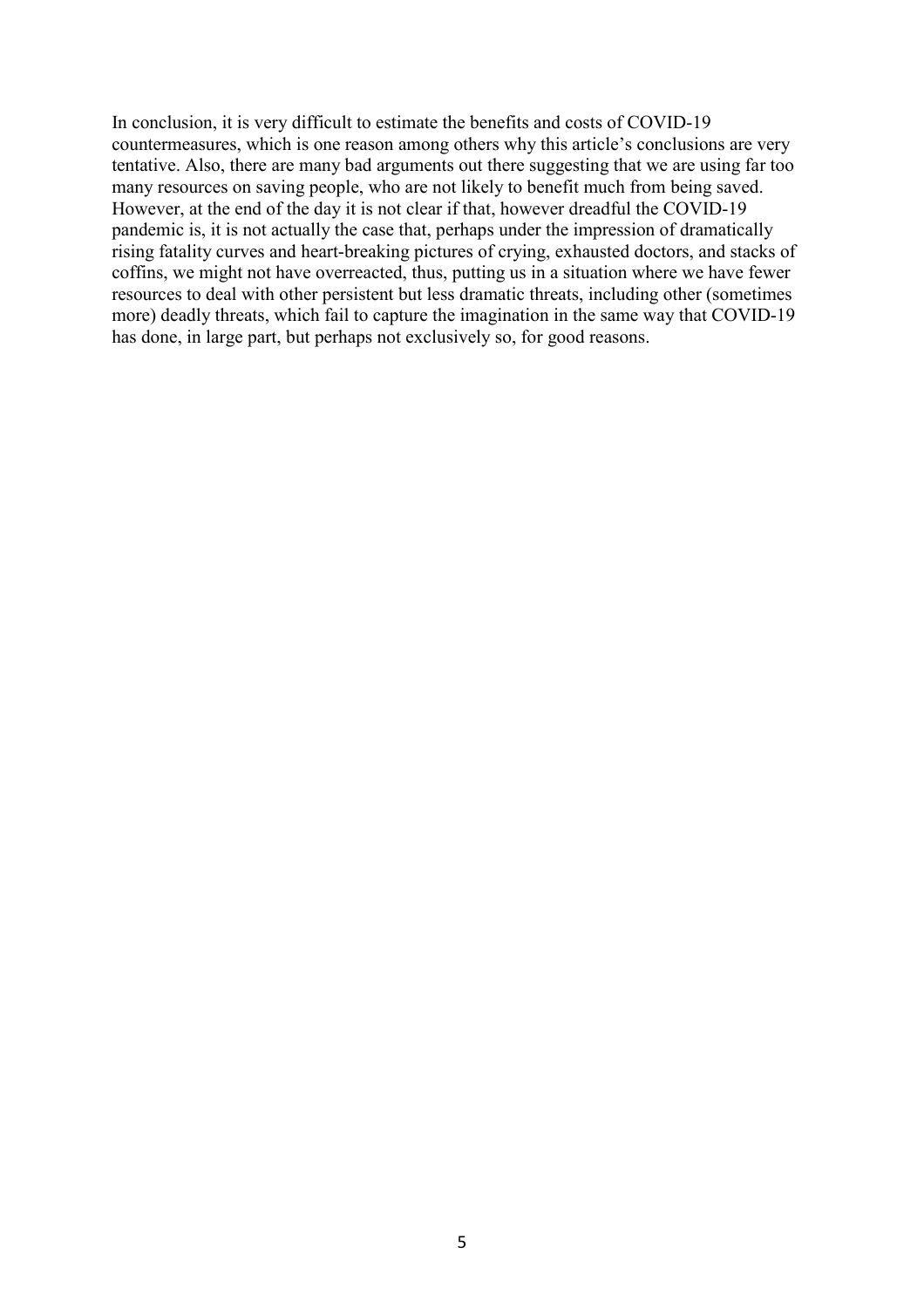In conclusion, it is very difficult to estimate the benefits and costs of COVID-19 countermeasures, which is one reason among others why this article's conclusions are very tentative. Also, there are many bad arguments out there suggesting that we are using far too many resources on saving people, who are not likely to benefit much from being saved. However, at the end of the day it is not clear if that, however dreadful the COVID-19 pandemic is, it is not actually the case that, perhaps under the impression of dramatically rising fatality curves and heart-breaking pictures of crying, exhausted doctors, and stacks of coffins, we might not have overreacted, thus, putting us in a situation where we have fewer resources to deal with other persistent but less dramatic threats, including other (sometimes more) deadly threats, which fail to capture the imagination in the same way that COVID-19 has done, in large part, but perhaps not exclusively so, for good reasons.